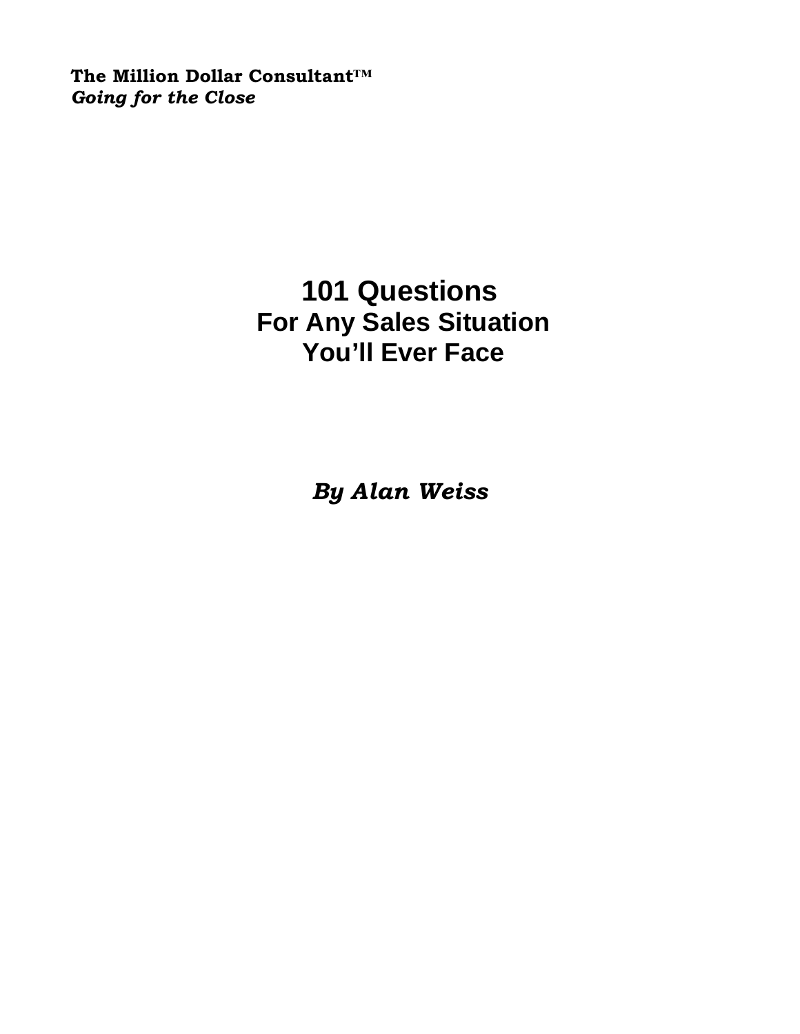**The Million Dollar Consultant™**
***Going for the Close***

# 101 Questions
## For Any Sales Situation
## You'll Ever Face

***By Alan Weiss***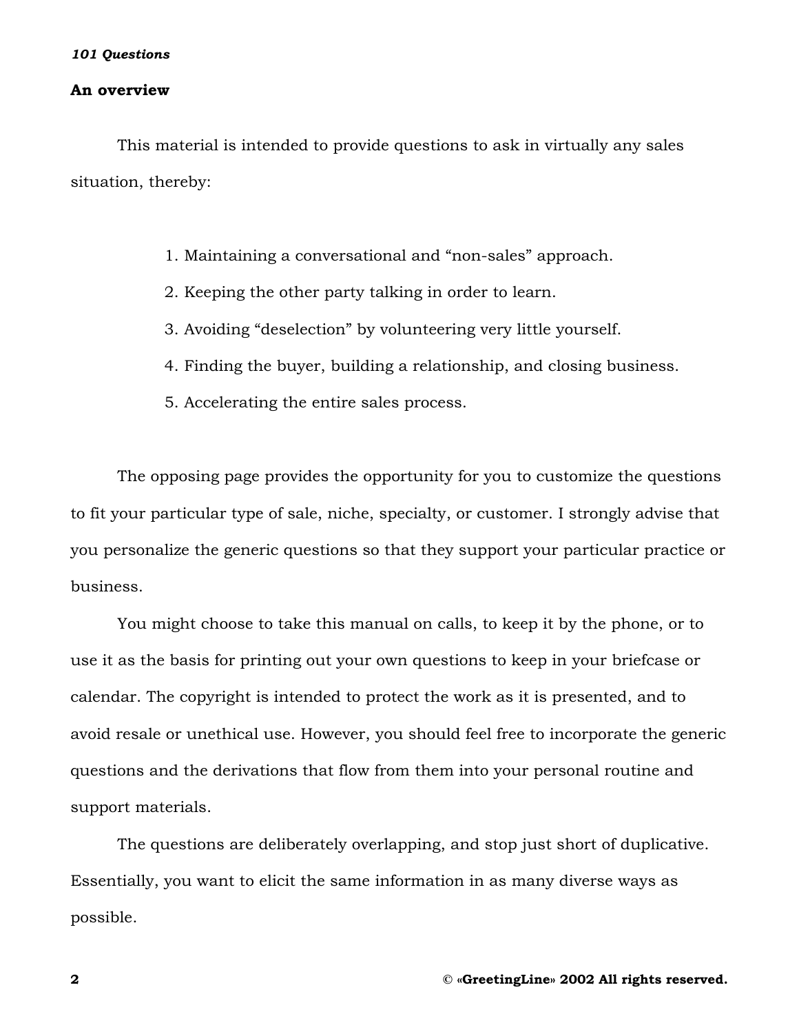## An overview

This material is intended to provide questions to ask in virtually any sales situation, thereby:

1. Maintaining a conversational and "non-sales" approach.
2. Keeping the other party talking in order to learn.
3. Avoiding "deselection" by volunteering very little yourself.
4. Finding the buyer, building a relationship, and closing business.
5. Accelerating the entire sales process.

The opposing page provides the opportunity for you to customize the questions to fit your particular type of sale, niche, specialty, or customer. I strongly advise that you personalize the generic questions so that they support your particular practice or business.

You might choose to take this manual on calls, to keep it by the phone, or to use it as the basis for printing out your own questions to keep in your briefcase or calendar. The copyright is intended to protect the work as it is presented, and to avoid resale or unethical use. However, you should feel free to incorporate the generic questions and the derivations that flow from them into your personal routine and support materials.

The questions are deliberately overlapping, and stop just short of duplicative. Essentially, you want to elicit the same information in as many diverse ways as possible.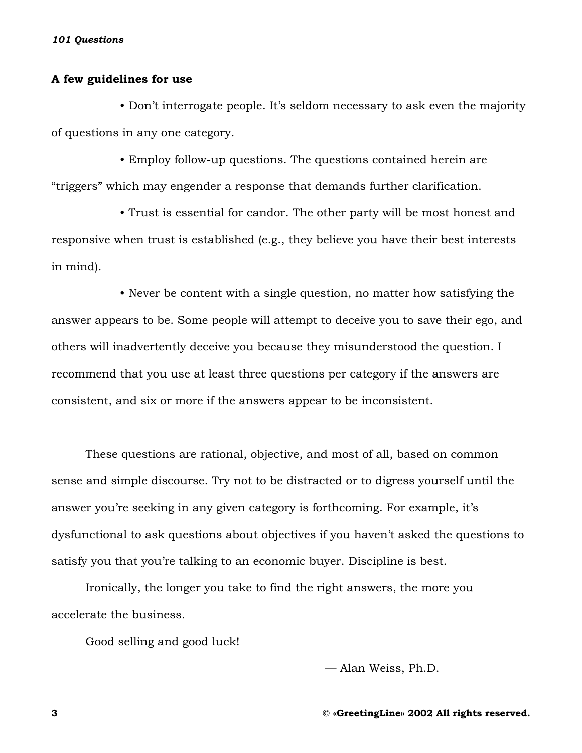**A few guidelines for use**

- Don't interrogate people. It's seldom necessary to ask even the majority of questions in any one category.
- Employ follow-up questions. The questions contained herein are "triggers" which may engender a response that demands further clarification.
- Trust is essential for candor. The other party will be most honest and responsive when trust is established (e.g., they believe you have their best interests in mind).
- Never be content with a single question, no matter how satisfying the answer appears to be. Some people will attempt to deceive you to save their ego, and others will inadvertently deceive you because they misunderstood the question. I recommend that you use at least three questions per category if the answers are consistent, and six or more if the answers appear to be inconsistent.

These questions are rational, objective, and most of all, based on common sense and simple discourse. Try not to be distracted or to digress yourself until the answer you're seeking in any given category is forthcoming. For example, it's dysfunctional to ask questions about objectives if you haven't asked the questions to satisfy you that you're talking to an economic buyer. Discipline is best.

Ironically, the longer you take to find the right answers, the more you accelerate the business.

Good selling and good luck!

— Alan Weiss, Ph.D.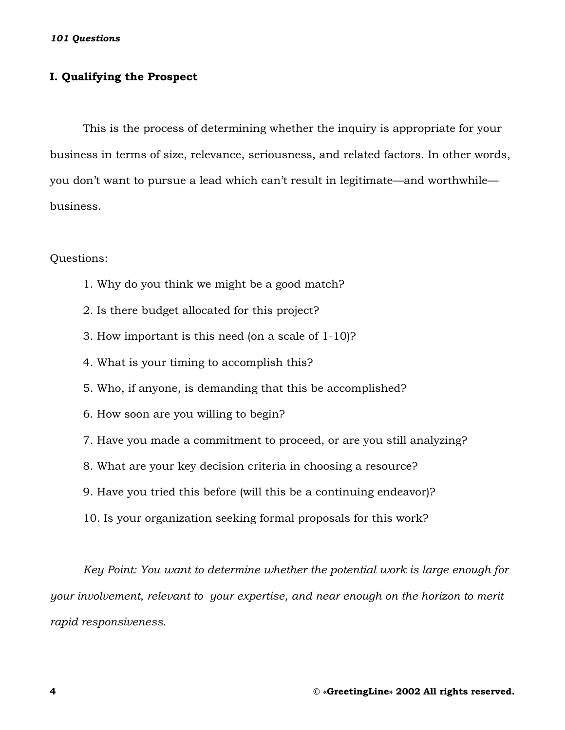## I. Qualifying the Prospect

This is the process of determining whether the inquiry is appropriate for your business in terms of size, relevance, seriousness, and related factors. In other words, you don't want to pursue a lead which can't result in legitimate—and worthwhile—business.

Questions:

1. Why do you think we might be a good match?
2. Is there budget allocated for this project?
3. How important is this need (on a scale of 1-10)?
4. What is your timing to accomplish this?
5. Who, if anyone, is demanding that this be accomplished?
6. How soon are you willing to begin?
7. Have you made a commitment to proceed, or are you still analyzing?
8. What are your key decision criteria in choosing a resource?
9. Have you tried this before (will this be a continuing endeavor)?
10. Is your organization seeking formal proposals for this work?

*Key Point: You want to determine whether the potential work is large enough for your involvement, relevant to your expertise, and near enough on the horizon to merit rapid responsiveness.*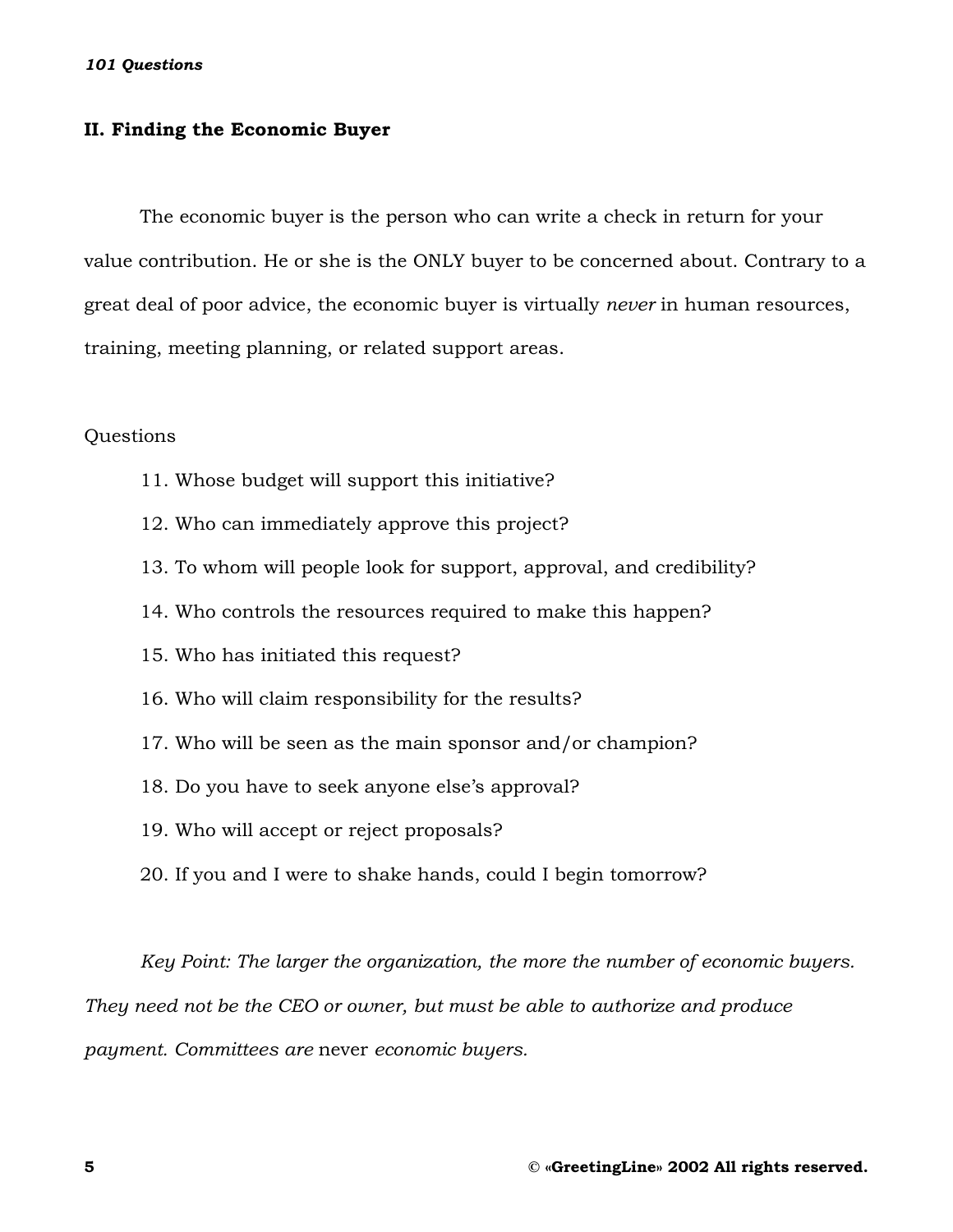## II. Finding the Economic Buyer

The economic buyer is the person who can write a check in return for your value contribution. He or she is the ONLY buyer to be concerned about. Contrary to a great deal of poor advice, the economic buyer is virtually *never* in human resources, training, meeting planning, or related support areas.

Questions

11. Whose budget will support this initiative?
12. Who can immediately approve this project?
13. To whom will people look for support, approval, and credibility?
14. Who controls the resources required to make this happen?
15. Who has initiated this request?
16. Who will claim responsibility for the results?
17. Who will be seen as the main sponsor and/or champion?
18. Do you have to seek anyone else's approval?
19. Who will accept or reject proposals?
20. If you and I were to shake hands, could I begin tomorrow?

*Key Point: The larger the organization, the more the number of economic buyers. They need not be the CEO or owner, but must be able to authorize and produce payment. Committees are* never *economic buyers.*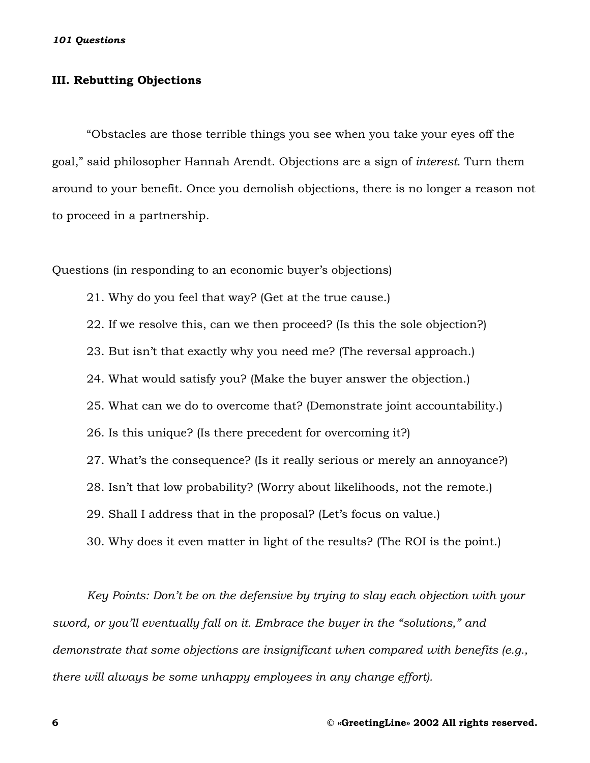## III. Rebutting Objections

"Obstacles are those terrible things you see when you take your eyes off the goal," said philosopher Hannah Arendt. Objections are a sign of *interest*. Turn them around to your benefit. Once you demolish objections, there is no longer a reason not to proceed in a partnership.

Questions (in responding to an economic buyer's objections)

21. Why do you feel that way? (Get at the true cause.)
22. If we resolve this, can we then proceed? (Is this the sole objection?)
23. But isn't that exactly why you need me? (The reversal approach.)
24. What would satisfy you? (Make the buyer answer the objection.)
25. What can we do to overcome that? (Demonstrate joint accountability.)
26. Is this unique? (Is there precedent for overcoming it?)
27. What's the consequence? (Is it really serious or merely an annoyance?)
28. Isn't that low probability? (Worry about likelihoods, not the remote.)
29. Shall I address that in the proposal? (Let's focus on value.)
30. Why does it even matter in light of the results? (The ROI is the point.)

*Key Points: Don't be on the defensive by trying to slay each objection with your sword, or you'll eventually fall on it. Embrace the buyer in the "solutions," and demonstrate that some objections are insignificant when compared with benefits (e.g., there will always be some unhappy employees in any change effort).*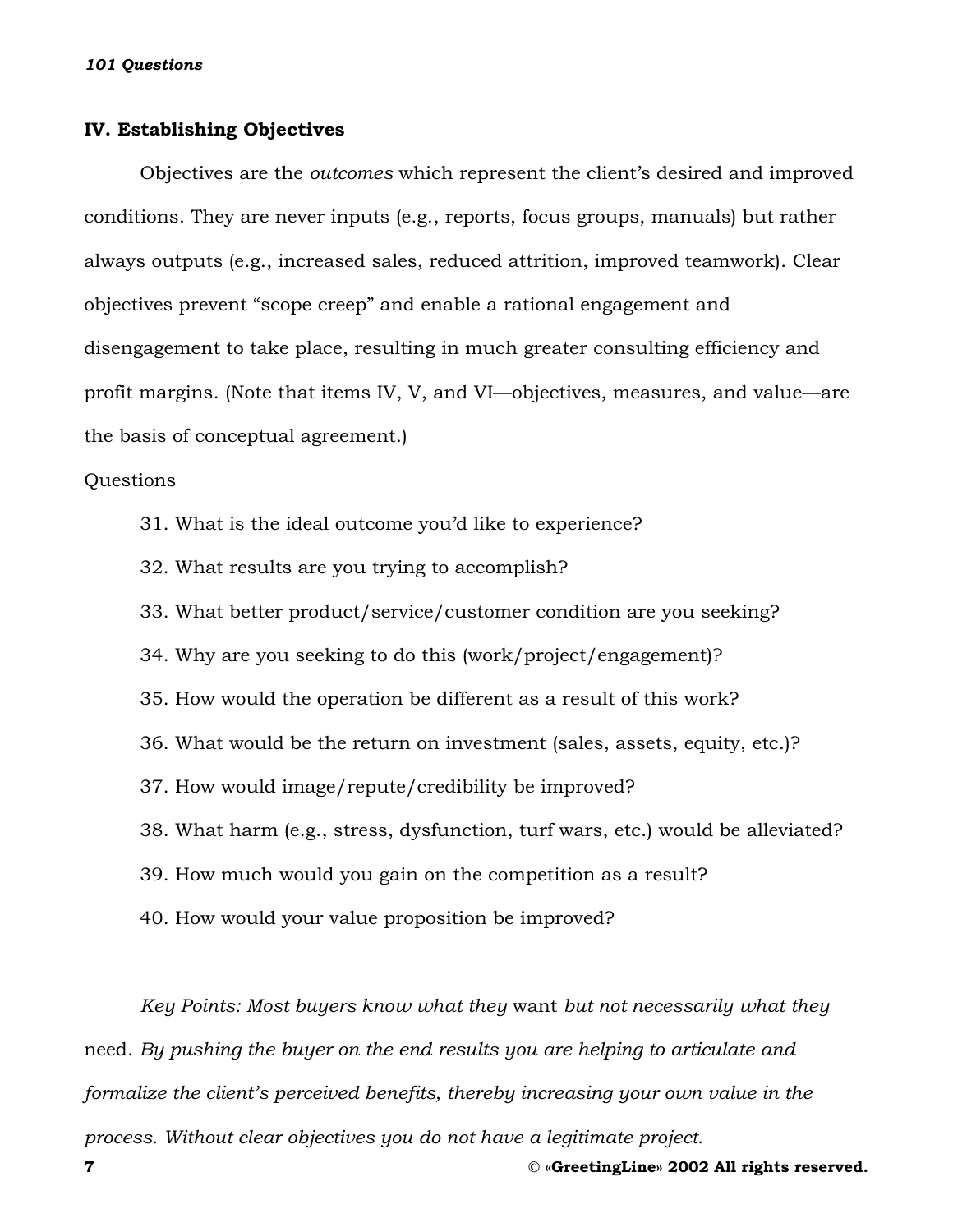## IV. Establishing Objectives

Objectives are the *outcomes* which represent the client's desired and improved conditions. They are never inputs (e.g., reports, focus groups, manuals) but rather always outputs (e.g., increased sales, reduced attrition, improved teamwork). Clear objectives prevent "scope creep" and enable a rational engagement and disengagement to take place, resulting in much greater consulting efficiency and profit margins. (Note that items IV, V, and VI—objectives, measures, and value—are the basis of conceptual agreement.)

Questions

31. What is the ideal outcome you'd like to experience?
32. What results are you trying to accomplish?
33. What better product/service/customer condition are you seeking?
34. Why are you seeking to do this (work/project/engagement)?
35. How would the operation be different as a result of this work?
36. What would be the return on investment (sales, assets, equity, etc.)?
37. How would image/repute/credibility be improved?
38. What harm (e.g., stress, dysfunction, turf wars, etc.) would be alleviated?
39. How much would you gain on the competition as a result?
40. How would your value proposition be improved?

*Key Points: Most buyers know what they* want *but not necessarily what they* need. *By pushing the buyer on the end results you are helping to articulate and formalize the client's perceived benefits, thereby increasing your own value in the process. Without clear objectives you do not have a legitimate project.*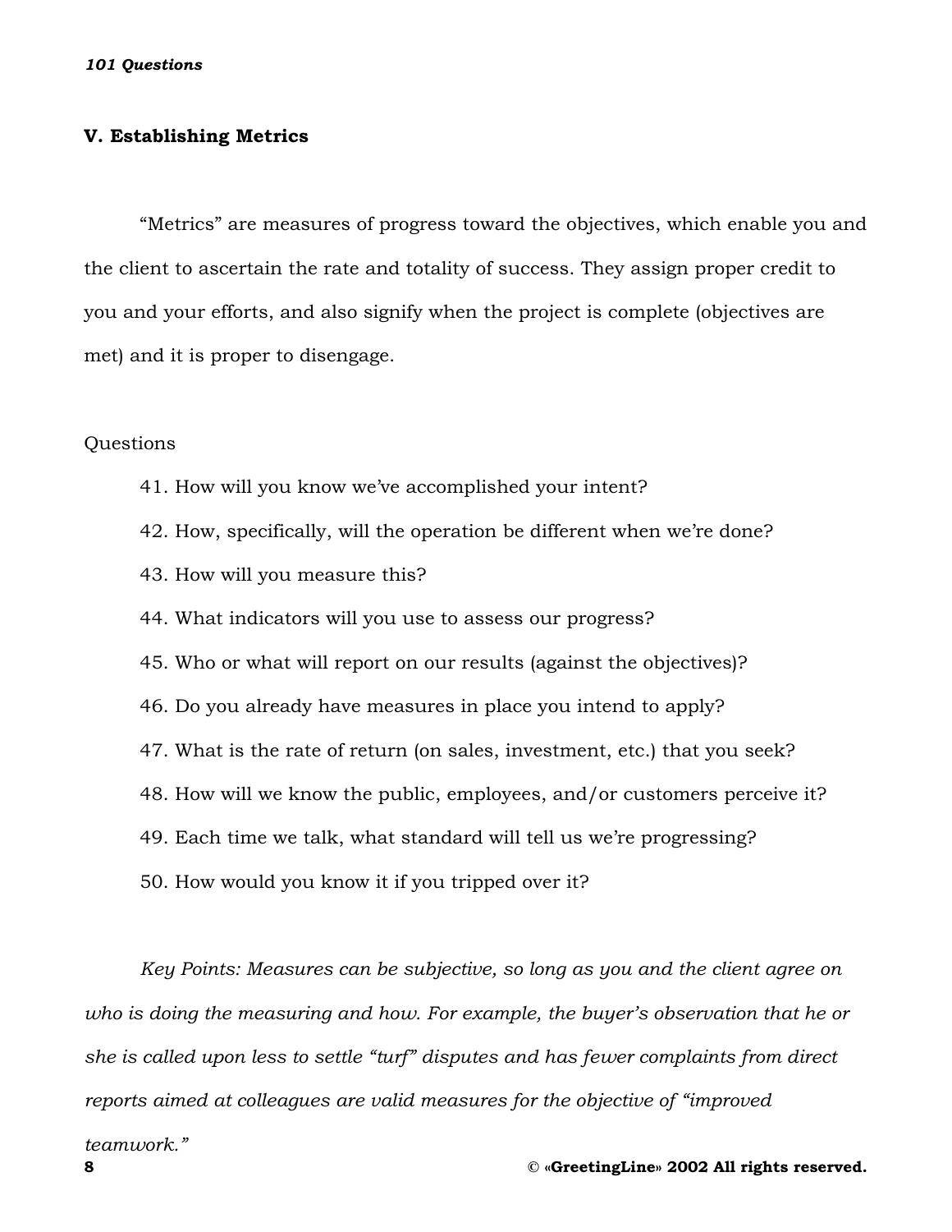## V. Establishing Metrics

"Metrics" are measures of progress toward the objectives, which enable you and the client to ascertain the rate and totality of success. They assign proper credit to you and your efforts, and also signify when the project is complete (objectives are met) and it is proper to disengage.

Questions

41. How will you know we've accomplished your intent?
42. How, specifically, will the operation be different when we're done?
43. How will you measure this?
44. What indicators will you use to assess our progress?
45. Who or what will report on our results (against the objectives)?
46. Do you already have measures in place you intend to apply?
47. What is the rate of return (on sales, investment, etc.) that you seek?
48. How will we know the public, employees, and/or customers perceive it?
49. Each time we talk, what standard will tell us we're progressing?
50. How would you know it if you tripped over it?

*Key Points: Measures can be subjective, so long as you and the client agree on who is doing the measuring and how. For example, the buyer's observation that he or she is called upon less to settle "turf" disputes and has fewer complaints from direct reports aimed at colleagues are valid measures for the objective of "improved teamwork."*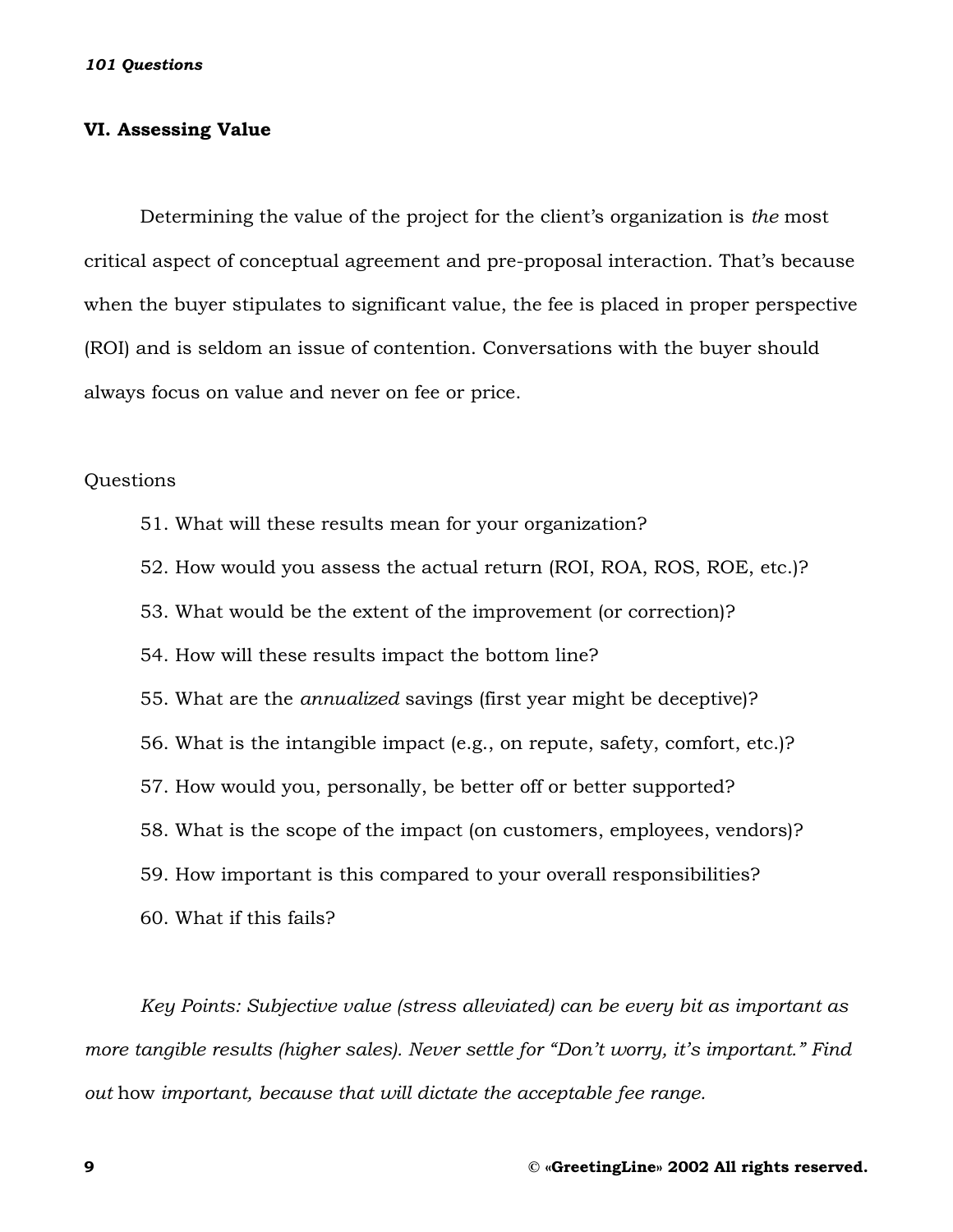## VI. Assessing Value

Determining the value of the project for the client's organization is *the* most critical aspect of conceptual agreement and pre-proposal interaction. That's because when the buyer stipulates to significant value, the fee is placed in proper perspective (ROI) and is seldom an issue of contention. Conversations with the buyer should always focus on value and never on fee or price.

Questions

51. What will these results mean for your organization?
52. How would you assess the actual return (ROI, ROA, ROS, ROE, etc.)?
53. What would be the extent of the improvement (or correction)?
54. How will these results impact the bottom line?
55. What are the *annualized* savings (first year might be deceptive)?
56. What is the intangible impact (e.g., on repute, safety, comfort, etc.)?
57. How would you, personally, be better off or better supported?
58. What is the scope of the impact (on customers, employees, vendors)?
59. How important is this compared to your overall responsibilities?
60. What if this fails?

*Key Points: Subjective value (stress alleviated) can be every bit as important as more tangible results (higher sales). Never settle for "Don't worry, it's important." Find out* how *important, because that will dictate the acceptable fee range.*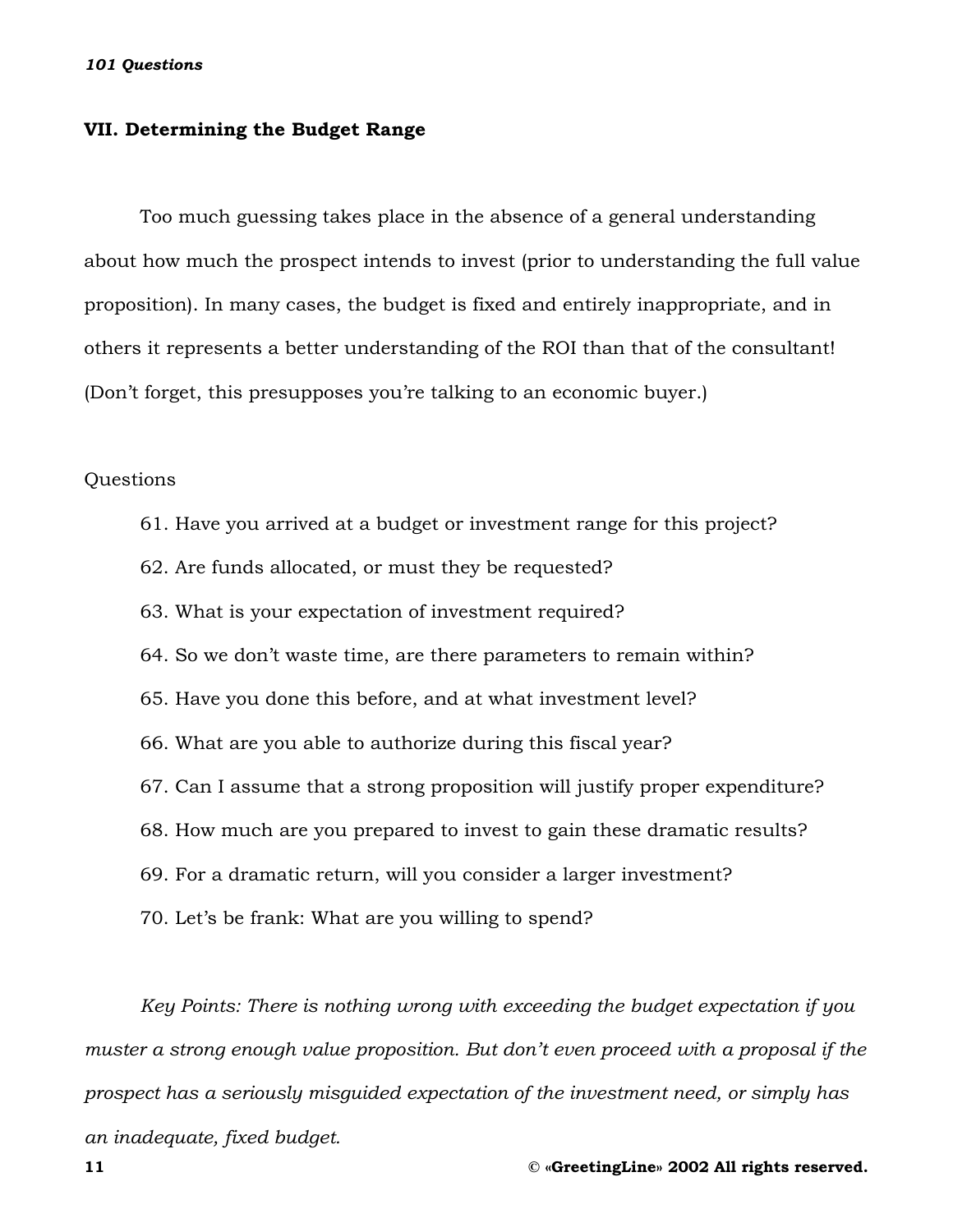## VII. Determining the Budget Range

Too much guessing takes place in the absence of a general understanding about how much the prospect intends to invest (prior to understanding the full value proposition). In many cases, the budget is fixed and entirely inappropriate, and in others it represents a better understanding of the ROI than that of the consultant! (Don't forget, this presupposes you're talking to an economic buyer.)

Questions

61. Have you arrived at a budget or investment range for this project?
62. Are funds allocated, or must they be requested?
63. What is your expectation of investment required?
64. So we don't waste time, are there parameters to remain within?
65. Have you done this before, and at what investment level?
66. What are you able to authorize during this fiscal year?
67. Can I assume that a strong proposition will justify proper expenditure?
68. How much are you prepared to invest to gain these dramatic results?
69. For a dramatic return, will you consider a larger investment?
70. Let's be frank: What are you willing to spend?

*Key Points: There is nothing wrong with exceeding the budget expectation if you muster a strong enough value proposition. But don't even proceed with a proposal if the prospect has a seriously misguided expectation of the investment need, or simply has an inadequate, fixed budget.*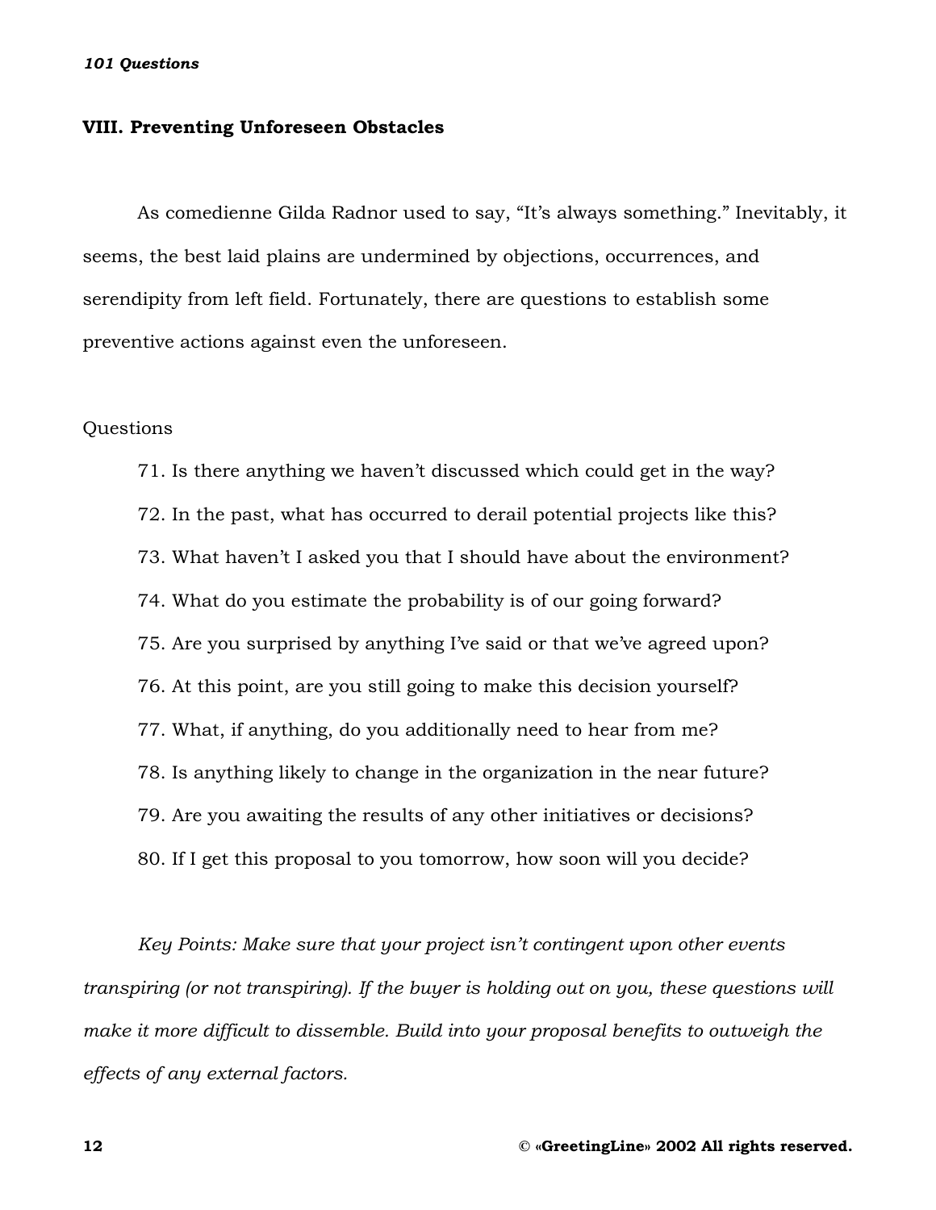## VIII. Preventing Unforeseen Obstacles

As comedienne Gilda Radnor used to say, "It's always something." Inevitably, it seems, the best laid plains are undermined by objections, occurrences, and serendipity from left field. Fortunately, there are questions to establish some preventive actions against even the unforeseen.

Questions

71. Is there anything we haven't discussed which could get in the way?
72. In the past, what has occurred to derail potential projects like this?
73. What haven't I asked you that I should have about the environment?
74. What do you estimate the probability is of our going forward?
75. Are you surprised by anything I've said or that we've agreed upon?
76. At this point, are you still going to make this decision yourself?
77. What, if anything, do you additionally need to hear from me?
78. Is anything likely to change in the organization in the near future?
79. Are you awaiting the results of any other initiatives or decisions?
80. If I get this proposal to you tomorrow, how soon will you decide?

*Key Points: Make sure that your project isn't contingent upon other events transpiring (or not transpiring). If the buyer is holding out on you, these questions will make it more difficult to dissemble. Build into your proposal benefits to outweigh the effects of any external factors.*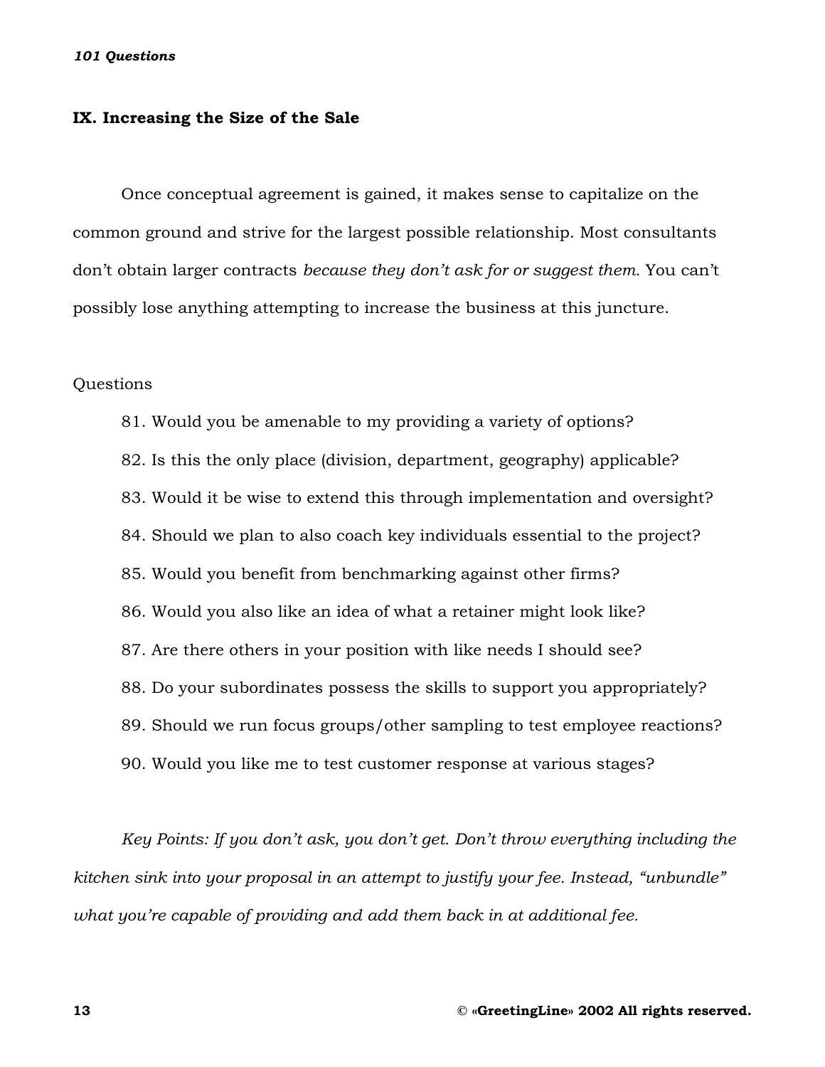## IX. Increasing the Size of the Sale

Once conceptual agreement is gained, it makes sense to capitalize on the common ground and strive for the largest possible relationship. Most consultants don't obtain larger contracts *because they don't ask for or suggest them.* You can't possibly lose anything attempting to increase the business at this juncture.

Questions

81. Would you be amenable to my providing a variety of options?
82. Is this the only place (division, department, geography) applicable?
83. Would it be wise to extend this through implementation and oversight?
84. Should we plan to also coach key individuals essential to the project?
85. Would you benefit from benchmarking against other firms?
86. Would you also like an idea of what a retainer might look like?
87. Are there others in your position with like needs I should see?
88. Do your subordinates possess the skills to support you appropriately?
89. Should we run focus groups/other sampling to test employee reactions?
90. Would you like me to test customer response at various stages?

*Key Points: If you don't ask, you don't get. Don't throw everything including the kitchen sink into your proposal in an attempt to justify your fee. Instead, "unbundle" what you're capable of providing and add them back in at additional fee.*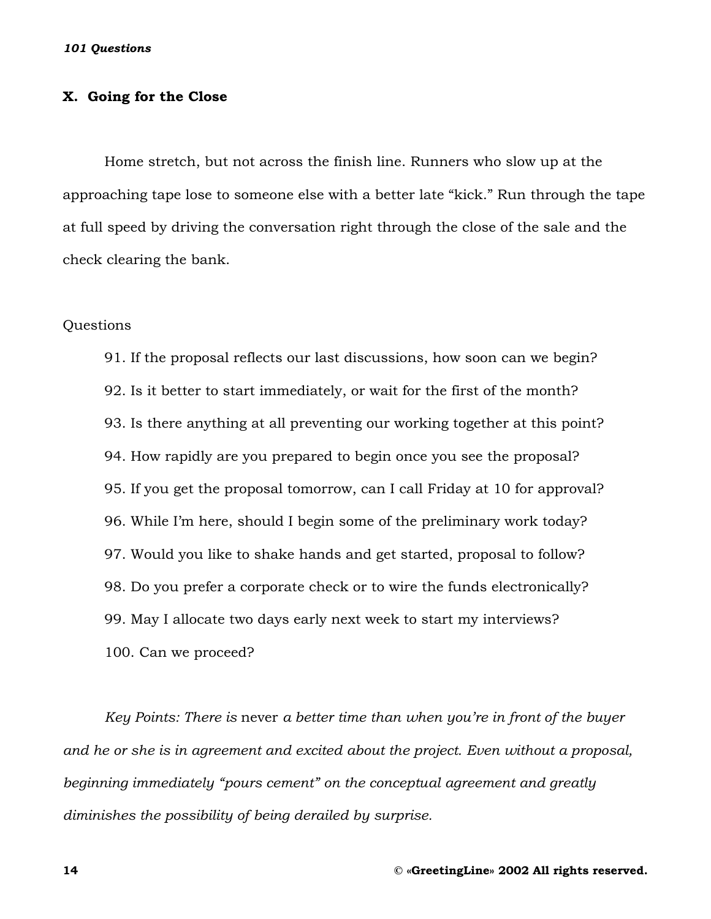## X. Going for the Close

Home stretch, but not across the finish line. Runners who slow up at the approaching tape lose to someone else with a better late "kick." Run through the tape at full speed by driving the conversation right through the close of the sale and the check clearing the bank.

Questions

91. If the proposal reflects our last discussions, how soon can we begin?
92. Is it better to start immediately, or wait for the first of the month?
93. Is there anything at all preventing our working together at this point?
94. How rapidly are you prepared to begin once you see the proposal?
95. If you get the proposal tomorrow, can I call Friday at 10 for approval?
96. While I'm here, should I begin some of the preliminary work today?
97. Would you like to shake hands and get started, proposal to follow?
98. Do you prefer a corporate check or to wire the funds electronically?
99. May I allocate two days early next week to start my interviews?
100. Can we proceed?

*Key Points: There is* never *a better time than when you're in front of the buyer and he or she is in agreement and excited about the project. Even without a proposal, beginning immediately "pours cement" on the conceptual agreement and greatly diminishes the possibility of being derailed by surprise.*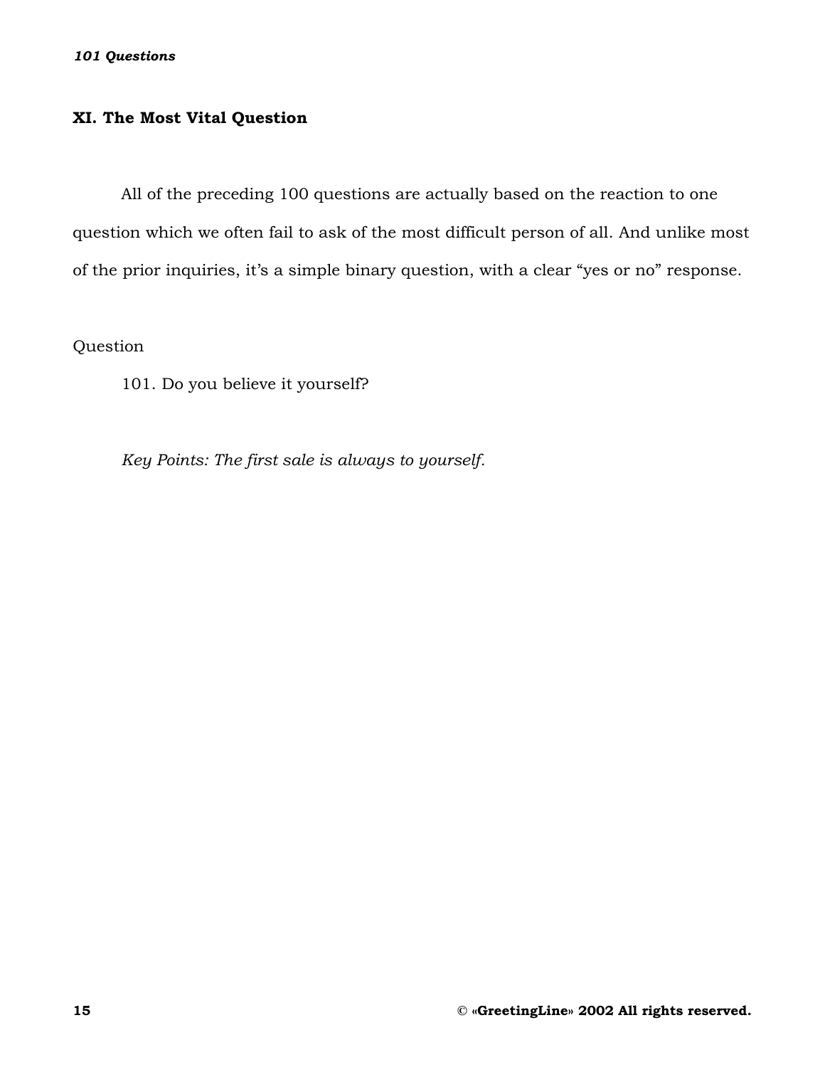## XI. The Most Vital Question

All of the preceding 100 questions are actually based on the reaction to one question which we often fail to ask of the most difficult person of all. And unlike most of the prior inquiries, it's a simple binary question, with a clear "yes or no" response.

Question

101. Do you believe it yourself?

*Key Points: The first sale is always to yourself.*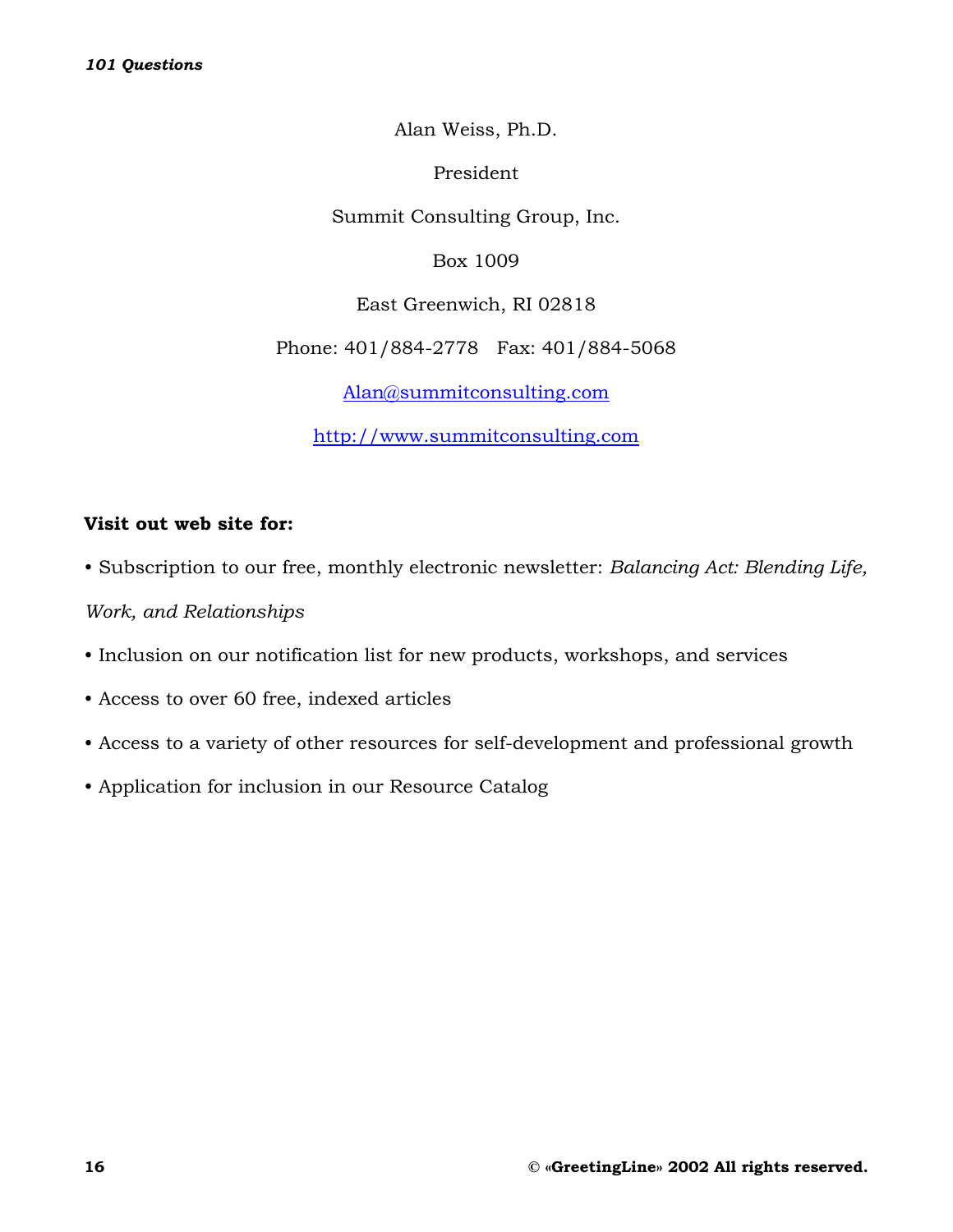Alan Weiss, Ph.D.

President

Summit Consulting Group, Inc.

Box 1009

East Greenwich, RI 02818

Phone: 401/884-2778   Fax: 401/884-5068

Alan@summitconsulting.com

http://www.summitconsulting.com

**Visit out web site for:**

- Subscription to our free, monthly electronic newsletter: *Balancing Act: Blending Life, Work, and Relationships*
- Inclusion on our notification list for new products, workshops, and services
- Access to over 60 free, indexed articles
- Access to a variety of other resources for self-development and professional growth
- Application for inclusion in our Resource Catalog